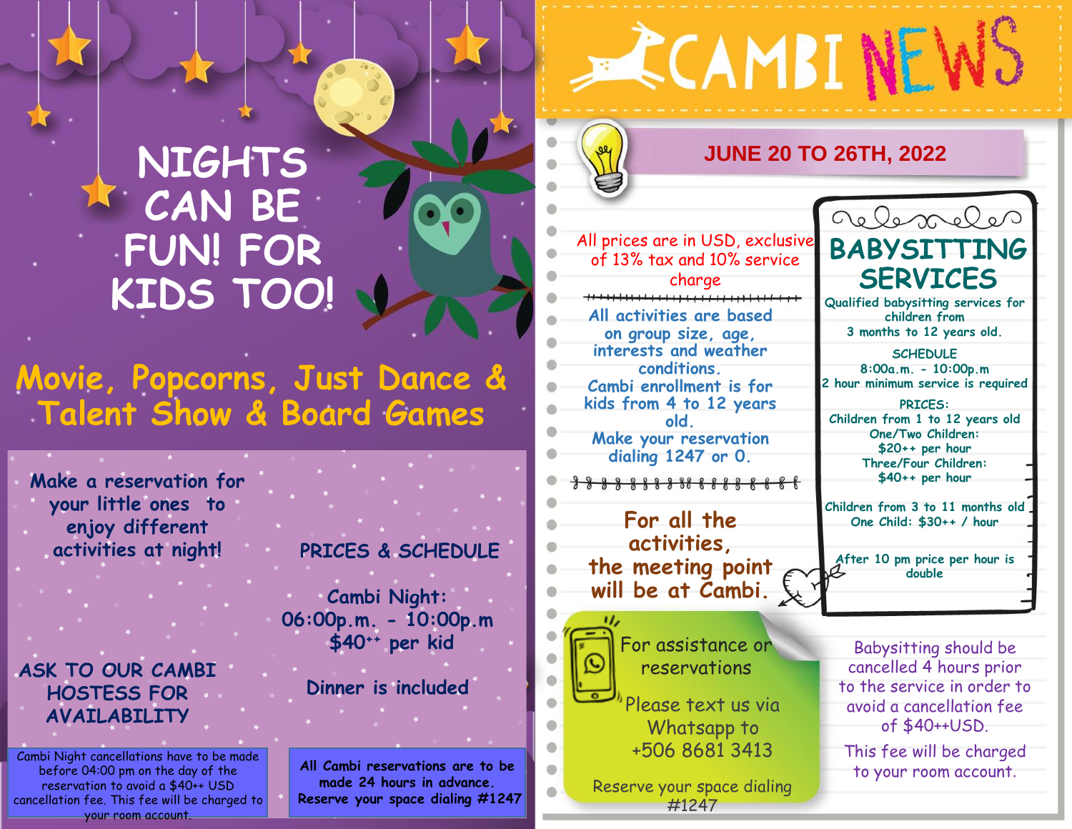# NIGHTS CAN BE FUN! FOR KIDS TOO!

## Movie, Popcorns, Just Dance & Talent Show & Board Games

Make a reservation for your little ones to enjoy different activities at night!

ASK TO OUR CAMBI HOSTESS FOR AVAILABILITY

**PRICES & SCHEDULE**

Cambi Night:
06:00p.m. - 10:00p.m
$40^{++}$ per kid

Dinner is included

Cambi Night cancellations have to be made before 04:00 pm on the day of the reservation to avoid a $40++ USD cancellation fee. This fee will be charged to your room account.

**All Cambi reservations are to be made 24 hours in advance. Reserve your space dialing #1247**

# CAMBI NEWS

## JUNE 20 TO 26TH, 2022

All prices are in USD, exclusive of 13% tax and 10% service charge

All activities are based on group size, age, interests and weather conditions.
Cambi enrollment is for kids from 4 to 12 years old.
Make your reservation dialing 1247 or 0.

**For all the activities, the meeting point will be at Cambi.**

## BABYSITTING SERVICES

Qualified babysitting services for children from 3 months to 12 years old.

SCHEDULE
8:00a.m. - 10:00p.m
2 hour minimum service is required

PRICES:
Children from 1 to 12 years old
One/Two Children:
$20++ per hour
Three/Four Children:
$40++ per hour

Children from 3 to 11 months old
One Child: $30++ / hour

After 10 pm price per hour is double

For assistance or reservations

Please text us via Whatsapp to +506 8681 3413

Reserve your space dialing #1247

Babysitting should be cancelled 4 hours prior to the service in order to avoid a cancellation fee of $40++USD.

This fee will be charged to your room account.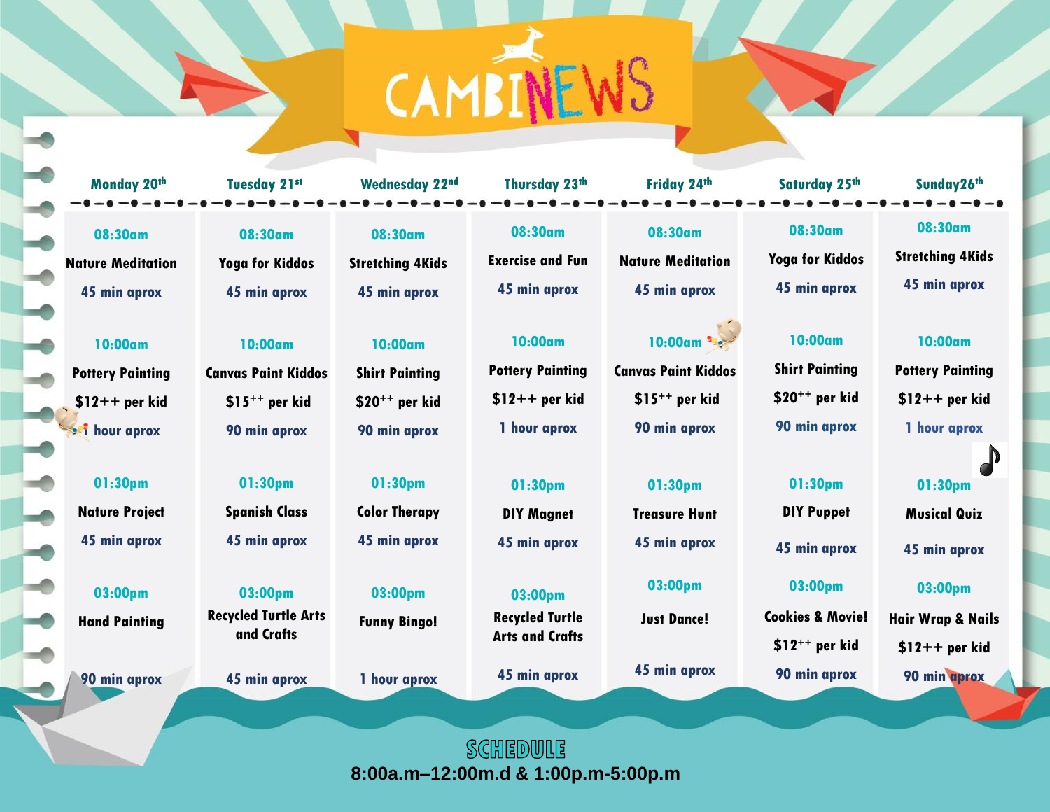# CAMBINEWS

| Monday 20th | Tuesday 21st | Wednesday 22nd | Thursday 23th | Friday 24th | Saturday 25th | Sunday26th |
|---|---|---|---|---|---|---|
| 08:30am<br>Nature Meditation<br>45 min aprox | 08:30am<br>Yoga for Kiddos<br>45 min aprox | 08:30am<br>Stretching 4Kids<br>45 min aprox | 08:30am<br>Exercise and Fun<br>45 min aprox | 08:30am<br>Nature Meditation<br>45 min aprox | 08:30am<br>Yoga for Kiddos<br>45 min aprox | 08:30am<br>Stretching 4Kids<br>45 min aprox |
| 10:00am<br>Pottery Painting<br>$12++ per kid<br>1 hour aprox | 10:00am<br>Canvas Paint Kiddos<br>$15++ per kid<br>90 min aprox | 10:00am<br>Shirt Painting<br>$20++ per kid<br>90 min aprox | 10:00am<br>Pottery Painting<br>$12++ per kid<br>1 hour aprox | 10:00am<br>Canvas Paint Kiddos<br>$15++ per kid<br>90 min aprox | 10:00am<br>Shirt Painting<br>$20++ per kid<br>90 min aprox | 10:00am<br>Pottery Painting<br>$12++ per kid<br>1 hour aprox |
| 01:30pm<br>Nature Project<br>45 min aprox | 01:30pm<br>Spanish Class<br>45 min aprox | 01:30pm<br>Color Therapy<br>45 min aprox | 01:30pm<br>DIY Magnet<br>45 min aprox | 01:30pm<br>Treasure Hunt<br>45 min aprox | 01:30pm<br>DIY Puppet<br>45 min aprox | 01:30pm<br>Musical Quiz<br>45 min aprox |
| 03:00pm<br>Hand Painting<br>90 min aprox | 03:00pm<br>Recycled Turtle Arts and Crafts<br>45 min aprox | 03:00pm<br>Funny Bingo!<br>1 hour aprox | 03:00pm<br>Recycled Turtle Arts and Crafts<br>45 min aprox | 03:00pm<br>Just Dance!<br>45 min aprox | 03:00pm<br>Cookies & Movie!<br>$12++ per kid<br>90 min aprox | 03:00pm<br>Hair Wrap & Nails<br>$12++ per kid<br>90 min aprox |

## SCHEDULE

**8:00a.m–12:00m.d & 1:00p.m-5:00p.m**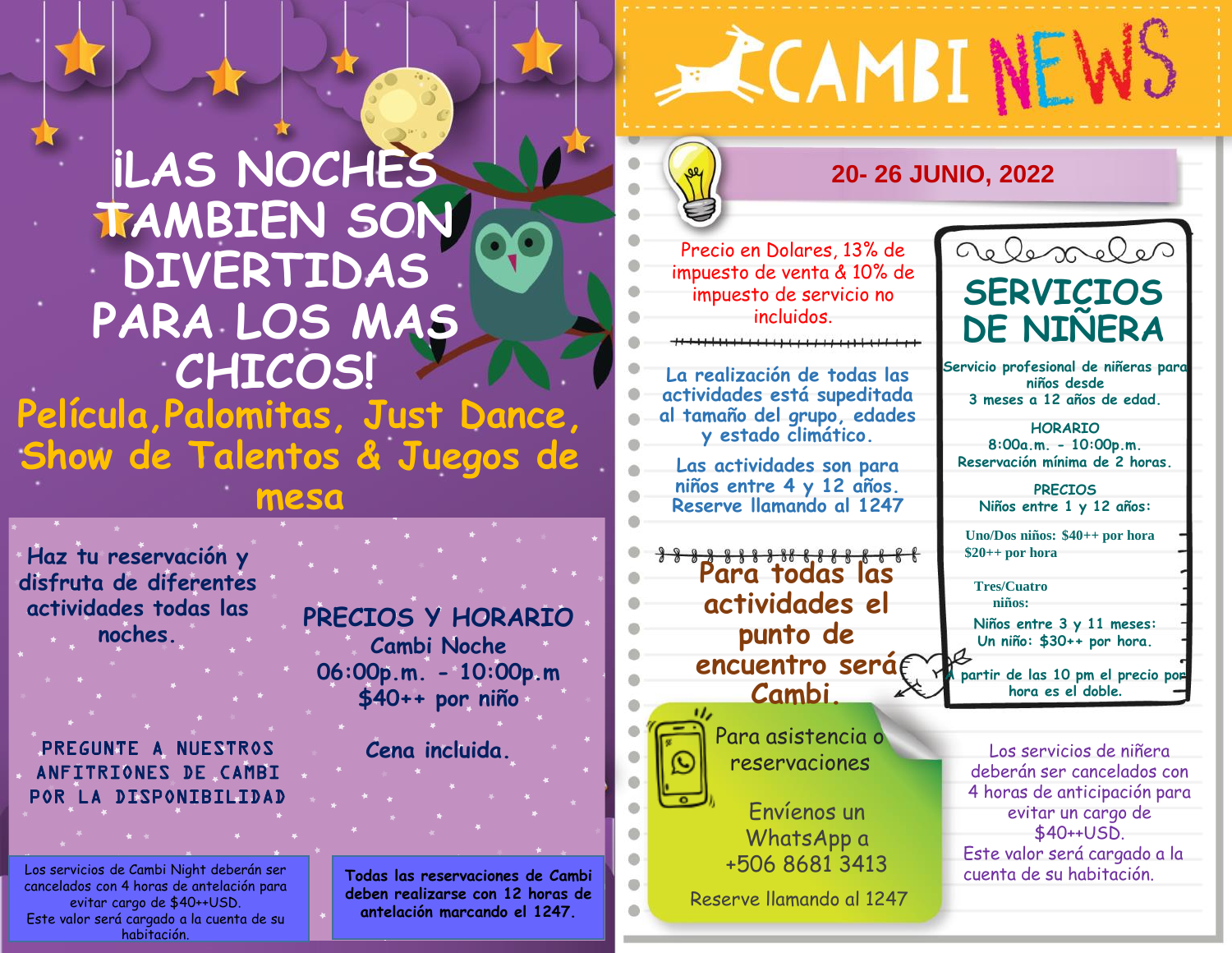# ¡LAS NOCHES TAMBIEN SON DIVERTIDAS PARA LOS MAS CHICOS!

**Película,Palomitas, Just Dance, Show de Talentos & Juegos de mesa**

Haz tu reservación y disfruta de diferentes actividades todas las noches.

PREGUNTE A NUESTROS ANFITRIONES DE CAMBI POR LA DISPONIBILIDAD

## PRECIOS Y HORARIO

Cambi Noche
06:00p.m. - 10:00p.m
$40++ por niño

Cena incluida.

Los servicios de Cambi Night deberán ser cancelados con 4 horas de antelación para evitar cargo de $40++USD.
Este valor será cargado a la cuenta de su habitación.

**Todas las reservaciones de Cambi deben realizarse con 12 horas de antelación marcando el 1247.**

# CAMBI NEWS

## 20- 26 JUNIO, 2022

Precio en Dolares, 13% de impuesto de venta & 10% de impuesto de servicio no incluidos.

La realización de todas las actividades está supeditada al tamaño del grupo, edades y estado climático.

Las actividades son para niños entre 4 y 12 años.
Reserve llamando al 1247

**Para todas las actividades el punto de encuentro será Cambi.**

Para asistencia o reservaciones

Envíenos un WhatsApp a
+506 8681 3413

Reserve llamando al 1247

## SERVICIOS DE NIÑERA

Servicio profesional de niñeras para niños desde
3 meses a 12 años de edad.

HORARIO
8:00a.m. - 10:00p.m.
Reservación mínima de 2 horas.

PRECIOS
Niños entre 1 y 12 años:

Uno/Dos niños: $40++ por hora
$20++ por hora

Tres/Cuatro niños:

Niños entre 3 y 11 meses:
Un niño: $30++ por hora.

A partir de las 10 pm el precio por hora es el doble.

Los servicios de niñera deberán ser cancelados con 4 horas de anticipación para evitar un cargo de $40++USD.
Este valor será cargado a la cuenta de su habitación.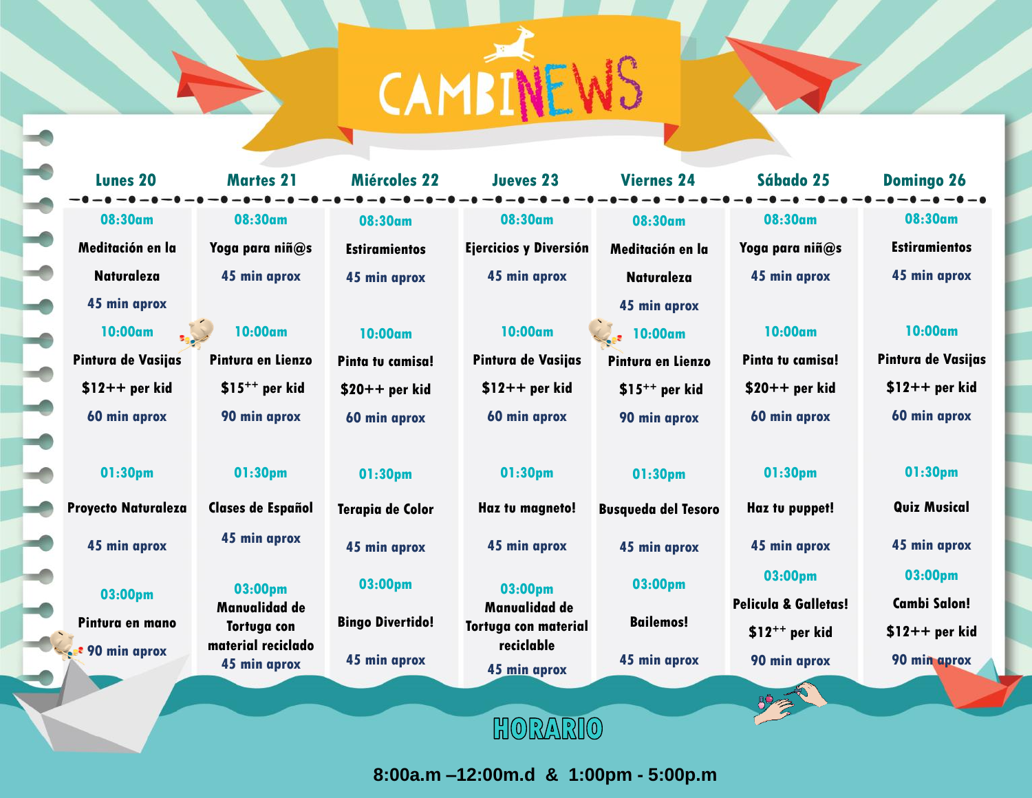# CAMBINEWS

| Lunes 20 | Martes 21 | Miércoles 22 | Jueves 23 | Viernes 24 | Sábado 25 | Domingo 26 |
|---|---|---|---|---|---|---|
| 08:30am<br>Meditación en la Naturaleza<br>45 min aprox | 08:30am<br>Yoga para niñ@s<br>45 min aprox | 08:30am<br>Estiramientos<br>45 min aprox | 08:30am<br>Ejercicios y Diversión<br>45 min aprox | 08:30am<br>Meditación en la Naturaleza<br>45 min aprox | 08:30am<br>Yoga para niñ@s<br>45 min aprox | 08:30am<br>Estiramientos<br>45 min aprox |
| 10:00am<br>Pintura de Vasijas<br>$12++ per kid<br>60 min aprox | 10:00am<br>Pintura en Lienzo<br>$15++ per kid<br>90 min aprox | 10:00am<br>Pinta tu camisa!<br>$20++ per kid<br>60 min aprox | 10:00am<br>Pintura de Vasijas<br>$12++ per kid<br>60 min aprox | 10:00am<br>Pintura en Lienzo<br>$15++ per kid<br>90 min aprox | 10:00am<br>Pinta tu camisa!<br>$20++ per kid<br>60 min aprox | 10:00am<br>Pintura de Vasijas<br>$12++ per kid<br>60 min aprox |
| 01:30pm<br>Proyecto Naturaleza<br>45 min aprox | 01:30pm<br>Clases de Español<br>45 min aprox | 01:30pm<br>Terapia de Color<br>45 min aprox | 01:30pm<br>Haz tu magneto!<br>45 min aprox | 01:30pm<br>Busqueda del Tesoro<br>45 min aprox | 01:30pm<br>Haz tu puppet!<br>45 min aprox | 01:30pm<br>Quiz Musical<br>45 min aprox |
| 03:00pm<br>Pintura en mano<br>90 min aprox | 03:00pm<br>Manualidad de Tortuga con material reciclado<br>45 min aprox | 03:00pm<br>Bingo Divertido!<br>45 min aprox | 03:00pm<br>Manualidad de Tortuga con material reciclable<br>45 min aprox | 03:00pm<br>Bailemos!<br>45 min aprox | 03:00pm<br>Pelicula & Galletas!<br>$12++ per kid<br>90 min aprox | 03:00pm<br>Cambi Salon!<br>$12++ per kid<br>90 min aprox |

## HORARIO

**8:00a.m –12:00m.d & 1:00pm - 5:00p.m**